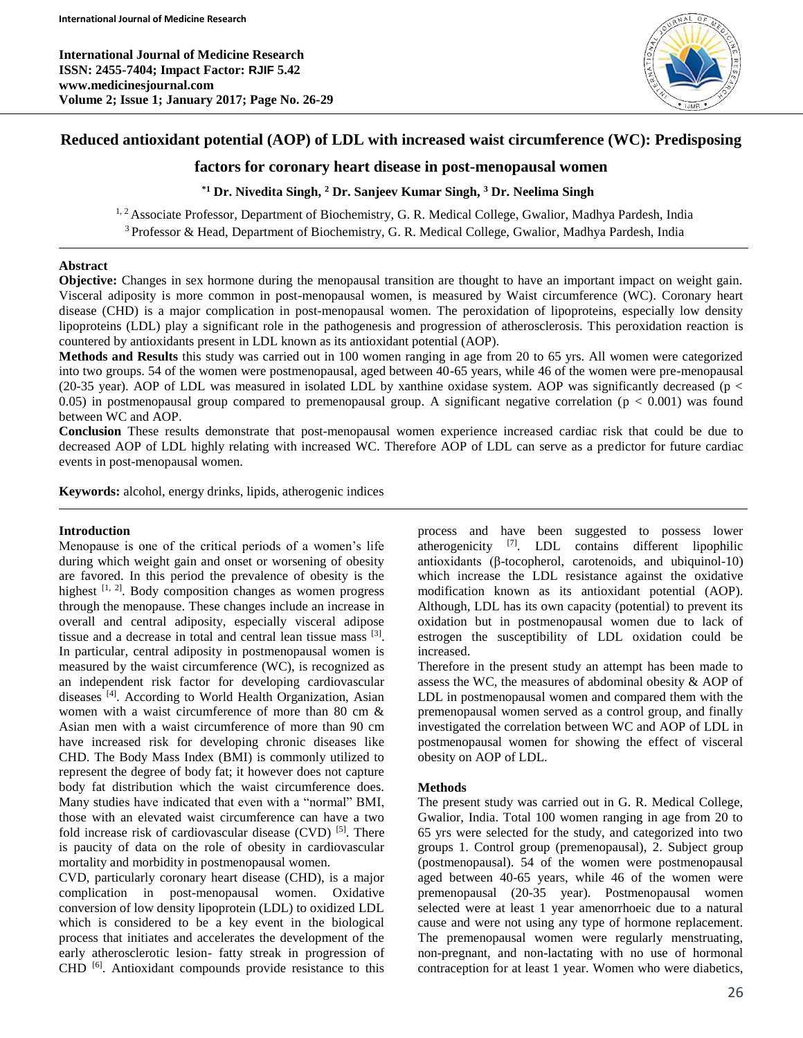# Reduced antioxidant potential (AOP) of LDL with increased waist circumference (WC): Predisposing factors for coronary heart disease in post-menopausal women

**[*1] Dr. Nivedita Singh, [2] Dr. Sanjeev Kumar Singh, [3] Dr. Neelima Singh**

[1, 2] Associate Professor, Department of Biochemistry, G. R. Medical College, Gwalior, Madhya Pardesh, India
[3] Professor & Head, Department of Biochemistry, G. R. Medical College, Gwalior, Madhya Pardesh, India

## Abstract

**Objective:** Changes in sex hormone during the menopausal transition are thought to have an important impact on weight gain. Visceral adiposity is more common in post-menopausal women, is measured by Waist circumference (WC). Coronary heart disease (CHD) is a major complication in post-menopausal women. The peroxidation of lipoproteins, especially low density lipoproteins (LDL) play a significant role in the pathogenesis and progression of atherosclerosis. This peroxidation reaction is countered by antioxidants present in LDL known as its antioxidant potential (AOP).

**Methods and Results** this study was carried out in 100 women ranging in age from 20 to 65 yrs. All women were categorized into two groups. 54 of the women were postmenopausal, aged between 40-65 years, while 46 of the women were pre-menopausal (20-35 year). AOP of LDL was measured in isolated LDL by xanthine oxidase system. AOP was significantly decreased ($p < 0.05$) in postmenopausal group compared to premenopausal group. A significant negative correlation ($p < 0.001$) was found between WC and AOP.

**Conclusion** These results demonstrate that post-menopausal women experience increased cardiac risk that could be due to decreased AOP of LDL highly relating with increased WC. Therefore AOP of LDL can serve as a predictor for future cardiac events in post-menopausal women.

**Keywords:** alcohol, energy drinks, lipids, atherogenic indices

## Introduction

Menopause is one of the critical periods of a women's life during which weight gain and onset or worsening of obesity are favored. In this period the prevalence of obesity is the highest [1, 2]. Body composition changes as women progress through the menopause. These changes include an increase in overall and central adiposity, especially visceral adipose tissue and a decrease in total and central lean tissue mass [3]. In particular, central adiposity in postmenopausal women is measured by the waist circumference (WC), is recognized as an independent risk factor for developing cardiovascular diseases [4]. According to World Health Organization, Asian women with a waist circumference of more than 80 cm & Asian men with a waist circumference of more than 90 cm have increased risk for developing chronic diseases like CHD. The Body Mass Index (BMI) is commonly utilized to represent the degree of body fat; it however does not capture body fat distribution which the waist circumference does. Many studies have indicated that even with a "normal" BMI, those with an elevated waist circumference can have a two fold increase risk of cardiovascular disease (CVD) [5]. There is paucity of data on the role of obesity in cardiovascular mortality and morbidity in postmenopausal women.

CVD, particularly coronary heart disease (CHD), is a major complication in post-menopausal women. Oxidative conversion of low density lipoprotein (LDL) to oxidized LDL which is considered to be a key event in the biological process that initiates and accelerates the development of the early atherosclerotic lesion- fatty streak in progression of CHD [6]. Antioxidant compounds provide resistance to this process and have been suggested to possess lower atherogenicity [7]. LDL contains different lipophilic antioxidants (β-tocopherol, carotenoids, and ubiquinol-10) which increase the LDL resistance against the oxidative modification known as its antioxidant potential (AOP). Although, LDL has its own capacity (potential) to prevent its oxidation but in postmenopausal women due to lack of estrogen the susceptibility of LDL oxidation could be increased.

Therefore in the present study an attempt has been made to assess the WC, the measures of abdominal obesity & AOP of LDL in postmenopausal women and compared them with the premenopausal women served as a control group, and finally investigated the correlation between WC and AOP of LDL in postmenopausal women for showing the effect of visceral obesity on AOP of LDL.

## Methods

The present study was carried out in G. R. Medical College, Gwalior, India. Total 100 women ranging in age from 20 to 65 yrs were selected for the study, and categorized into two groups 1. Control group (premenopausal), 2. Subject group (postmenopausal). 54 of the women were postmenopausal aged between 40-65 years, while 46 of the women were premenopausal (20-35 year). Postmenopausal women selected were at least 1 year amenorrhoeic due to a natural cause and were not using any type of hormone replacement. The premenopausal women were regularly menstruating, non-pregnant, and non-lactating with no use of hormonal contraception for at least 1 year. Women who were diabetics,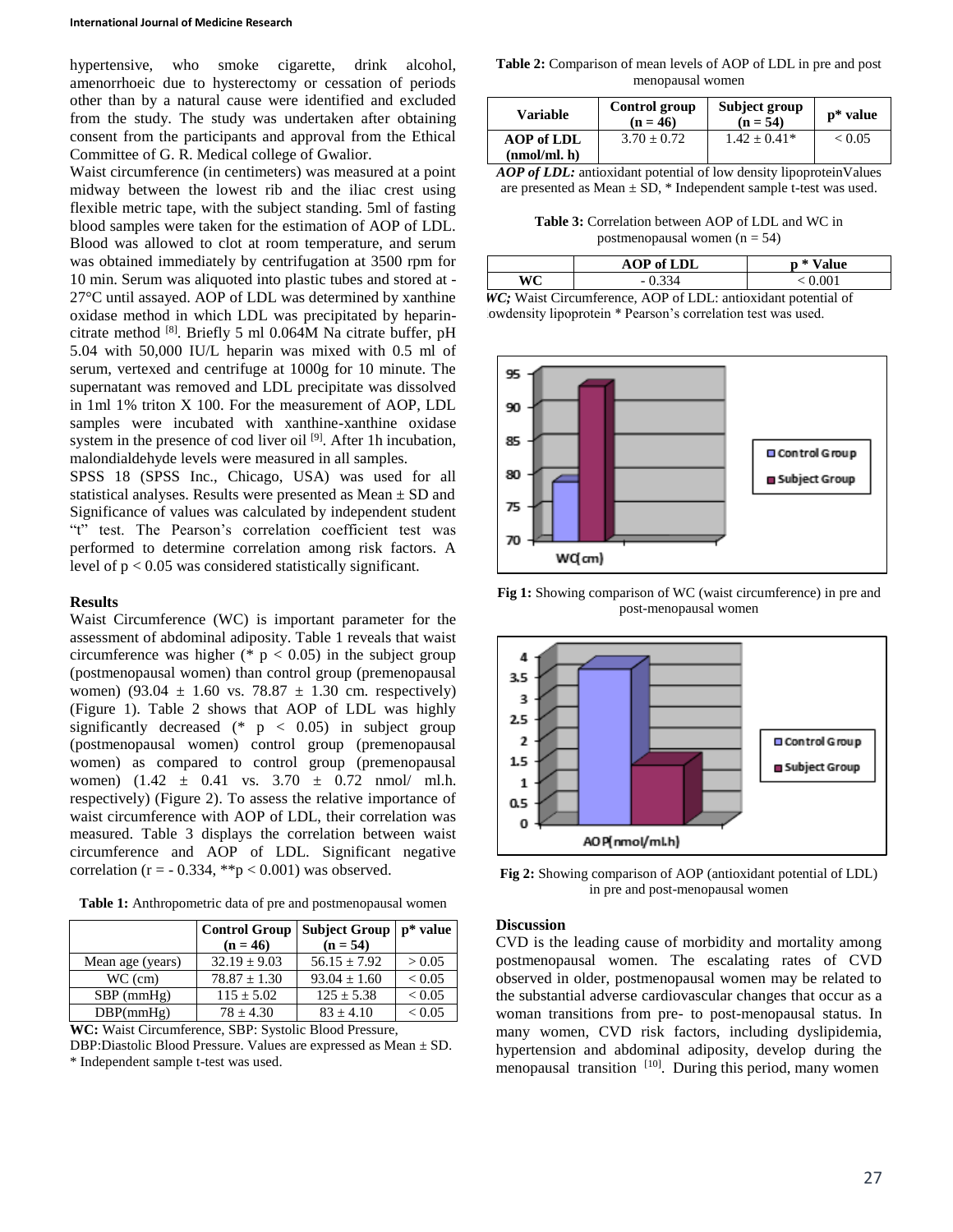hypertensive, who smoke cigarette, drink alcohol, amenorrhoeic due to hysterectomy or cessation of periods other than by a natural cause were identified and excluded from the study. The study was undertaken after obtaining consent from the participants and approval from the Ethical Committee of G. R. Medical college of Gwalior.

Waist circumference (in centimeters) was measured at a point midway between the lowest rib and the iliac crest using flexible metric tape, with the subject standing. 5ml of fasting blood samples were taken for the estimation of AOP of LDL. Blood was allowed to clot at room temperature, and serum was obtained immediately by centrifugation at 3500 rpm for 10 min. Serum was aliquoted into plastic tubes and stored at -27°C until assayed. AOP of LDL was determined by xanthine oxidase method in which LDL was precipitated by heparin-citrate method [8]. Briefly 5 ml 0.064M Na citrate buffer, pH 5.04 with 50,000 IU/L heparin was mixed with 0.5 ml of serum, vertexed and centrifuge at 1000g for 10 minute. The supernatant was removed and LDL precipitate was dissolved in 1ml 1% triton X 100. For the measurement of AOP, LDL samples were incubated with xanthine-xanthine oxidase system in the presence of cod liver oil [9]. After 1h incubation, malondialdehyde levels were measured in all samples.

SPSS 18 (SPSS Inc., Chicago, USA) was used for all statistical analyses. Results were presented as Mean ± SD and Significance of values was calculated by independent student "t" test. The Pearson's correlation coefficient test was performed to determine correlation among risk factors. A level of $p < 0.05$ was considered statistically significant.

## Results

Waist Circumference (WC) is important parameter for the assessment of abdominal adiposity. Table 1 reveals that waist circumference was higher (* $p < 0.05$) in the subject group (postmenopausal women) than control group (premenopausal women) (93.04 ± 1.60 vs. 78.87 ± 1.30 cm. respectively) (Figure 1). Table 2 shows that AOP of LDL was highly significantly decreased (* $p < 0.05$) in subject group (postmenopausal women) control group (premenopausal women) as compared to control group (premenopausal women) (1.42 ± 0.41 vs. 3.70 ± 0.72 nmol/ ml.h. respectively) (Figure 2). To assess the relative importance of waist circumference with AOP of LDL, their correlation was measured. Table 3 displays the correlation between waist circumference and AOP of LDL. Significant negative correlation ($r = -0.334$, **$p < 0.001$) was observed.

**Table 1:** Anthropometric data of pre and postmenopausal women

| | Control Group (n = 46) | Subject Group (n = 54) | p* value |
|---|---|---|---|
| Mean age (years) | 32.19 ± 9.03 | 56.15 ± 7.92 | > 0.05 |
| WC (cm) | 78.87 ± 1.30 | 93.04 ± 1.60 | < 0.05 |
| SBP (mmHg) | 115 ± 5.02 | 125 ± 5.38 | < 0.05 |
| DBP(mmHg) | 78 ± 4.30 | 83 ± 4.10 | < 0.05 |

**WC:** Waist Circumference, SBP: Systolic Blood Pressure, DBP:Diastolic Blood Pressure. Values are expressed as Mean ± SD. * Independent sample t-test was used.

**Table 2:** Comparison of mean levels of AOP of LDL in pre and post menopausal women

| Variable | Control group (n = 46) | Subject group (n = 54) | p* value |
|---|---|---|---|
| AOP of LDL (nmol/ml. h) | 3.70 ± 0.72 | 1.42 ± 0.41* | < 0.05 |

***AOP of LDL:*** antioxidant potential of low density lipoproteinValues are presented as Mean ± SD, * Independent sample t-test was used.

**Table 3:** Correlation between AOP of LDL and WC in postmenopausal women (n = 54)

| | AOP of LDL | p * Value |
|---|---|---|
| WC | - 0.334 | < 0.001 |

***WC;*** Waist Circumference, AOP of LDL: antioxidant potential of owdensity lipoprotein * Pearson's correlation test was used.

**Fig 1:** Showing comparison of WC (waist circumference) in pre and post-menopausal women

**Fig 2:** Showing comparison of AOP (antioxidant potential of LDL) in pre and post-menopausal women

## Discussion

CVD is the leading cause of morbidity and mortality among postmenopausal women. The escalating rates of CVD observed in older, postmenopausal women may be related to the substantial adverse cardiovascular changes that occur as a woman transitions from pre- to post-menopausal status. In many women, CVD risk factors, including dyslipidemia, hypertension and abdominal adiposity, develop during the menopausal transition [10]. During this period, many women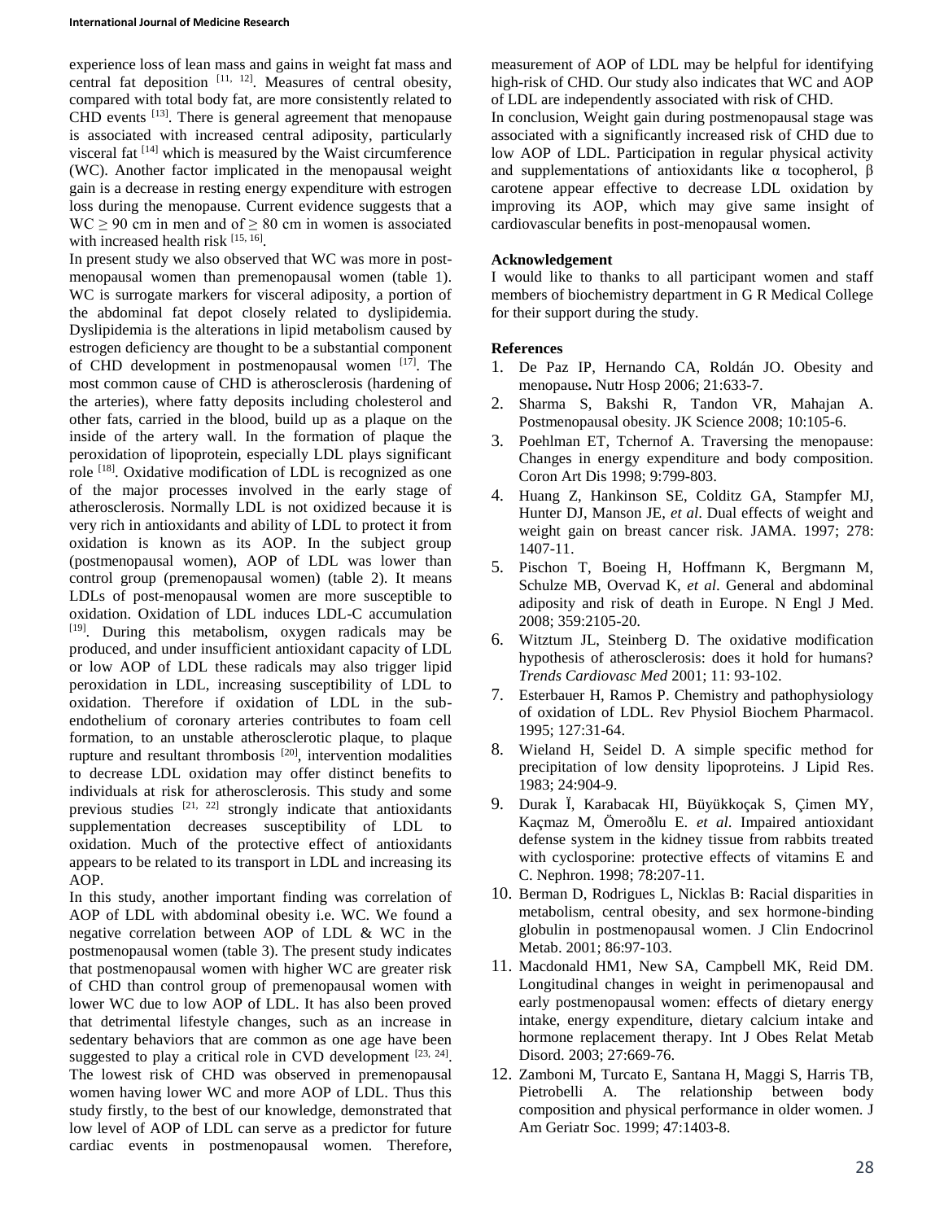experience loss of lean mass and gains in weight fat mass and central fat deposition [11, 12]. Measures of central obesity, compared with total body fat, are more consistently related to CHD events [13]. There is general agreement that menopause is associated with increased central adiposity, particularly visceral fat [14] which is measured by the Waist circumference (WC). Another factor implicated in the menopausal weight gain is a decrease in resting energy expenditure with estrogen loss during the menopause. Current evidence suggests that a WC ≥ 90 cm in men and of ≥ 80 cm in women is associated with increased health risk [15, 16].

In present study we also observed that WC was more in post-menopausal women than premenopausal women (table 1). WC is surrogate markers for visceral adiposity, a portion of the abdominal fat depot closely related to dyslipidemia. Dyslipidemia is the alterations in lipid metabolism caused by estrogen deficiency are thought to be a substantial component of CHD development in postmenopausal women [17]. The most common cause of CHD is atherosclerosis (hardening of the arteries), where fatty deposits including cholesterol and other fats, carried in the blood, build up as a plaque on the inside of the artery wall. In the formation of plaque the peroxidation of lipoprotein, especially LDL plays significant role [18]. Oxidative modification of LDL is recognized as one of the major processes involved in the early stage of atherosclerosis. Normally LDL is not oxidized because it is very rich in antioxidants and ability of LDL to protect it from oxidation is known as its AOP. In the subject group (postmenopausal women), AOP of LDL was lower than control group (premenopausal women) (table 2). It means LDLs of post-menopausal women are more susceptible to oxidation. Oxidation of LDL induces LDL-C accumulation [19]. During this metabolism, oxygen radicals may be produced, and under insufficient antioxidant capacity of LDL or low AOP of LDL these radicals may also trigger lipid peroxidation in LDL, increasing susceptibility of LDL to oxidation. Therefore if oxidation of LDL in the sub-endothelium of coronary arteries contributes to foam cell formation, to an unstable atherosclerotic plaque, to plaque rupture and resultant thrombosis [20], intervention modalities to decrease LDL oxidation may offer distinct benefits to individuals at risk for atherosclerosis. This study and some previous studies [21, 22] strongly indicate that antioxidants supplementation decreases susceptibility of LDL to oxidation. Much of the protective effect of antioxidants appears to be related to its transport in LDL and increasing its AOP.

In this study, another important finding was correlation of AOP of LDL with abdominal obesity i.e. WC. We found a negative correlation between AOP of LDL & WC in the postmenopausal women (table 3). The present study indicates that postmenopausal women with higher WC are greater risk of CHD than control group of premenopausal women with lower WC due to low AOP of LDL. It has also been proved that detrimental lifestyle changes, such as an increase in sedentary behaviors that are common as one age have been suggested to play a critical role in CVD development [23, 24]. The lowest risk of CHD was observed in premenopausal women having lower WC and more AOP of LDL. Thus this study firstly, to the best of our knowledge, demonstrated that low level of AOP of LDL can serve as a predictor for future cardiac events in postmenopausal women. Therefore, measurement of AOP of LDL may be helpful for identifying high-risk of CHD. Our study also indicates that WC and AOP of LDL are independently associated with risk of CHD.

In conclusion, Weight gain during postmenopausal stage was associated with a significantly increased risk of CHD due to low AOP of LDL. Participation in regular physical activity and supplementations of antioxidants like α tocopherol, β carotene appear effective to decrease LDL oxidation by improving its AOP, which may give same insight of cardiovascular benefits in post-menopausal women.

**Acknowledgement**

I would like to thanks to all participant women and staff members of biochemistry department in G R Medical College for their support during the study.

**References**

1. De Paz IP, Hernando CA, Roldán JO. Obesity and menopause**.** Nutr Hosp 2006; 21:633-7.
2. Sharma S, Bakshi R, Tandon VR, Mahajan A. Postmenopausal obesity. JK Science 2008; 10:105-6.
3. Poehlman ET, Tchernof A. Traversing the menopause: Changes in energy expenditure and body composition. Coron Art Dis 1998; 9:799-803.
4. Huang Z, Hankinson SE, Colditz GA, Stampfer MJ, Hunter DJ, Manson JE, *et al*. Dual effects of weight and weight gain on breast cancer risk. JAMA. 1997; 278: 1407-11.
5. Pischon T, Boeing H, Hoffmann K, Bergmann M, Schulze MB, Overvad K, *et al*. General and abdominal adiposity and risk of death in Europe. N Engl J Med. 2008; 359:2105-20.
6. Witztum JL, Steinberg D. The oxidative modification hypothesis of atherosclerosis: does it hold for humans? *Trends Cardiovasc Med* 2001; 11: 93-102.
7. Esterbauer H, Ramos P. Chemistry and pathophysiology of oxidation of LDL. Rev Physiol Biochem Pharmacol. 1995; 127:31-64.
8. Wieland H, Seidel D. A simple specific method for precipitation of low density lipoproteins. J Lipid Res. 1983; 24:904-9.
9. Durak Ï, Karabacak HI, Büyükkoçak S, Çimen MY, Kaçmaz M, Ömeroðlu E. *et al*. Impaired antioxidant defense system in the kidney tissue from rabbits treated with cyclosporine: protective effects of vitamins E and C. Nephron. 1998; 78:207-11.
10. Berman D, Rodrigues L, Nicklas B: Racial disparities in metabolism, central obesity, and sex hormone-binding globulin in postmenopausal women. J Clin Endocrinol Metab. 2001; 86:97-103.
11. Macdonald HM1, New SA, Campbell MK, Reid DM. Longitudinal changes in weight in perimenopausal and early postmenopausal women: effects of dietary energy intake, energy expenditure, dietary calcium intake and hormone replacement therapy. Int J Obes Relat Metab Disord. 2003; 27:669-76.
12. Zamboni M, Turcato E, Santana H, Maggi S, Harris TB, Pietrobelli A. The relationship between body composition and physical performance in older women. J Am Geriatr Soc. 1999; 47:1403-8.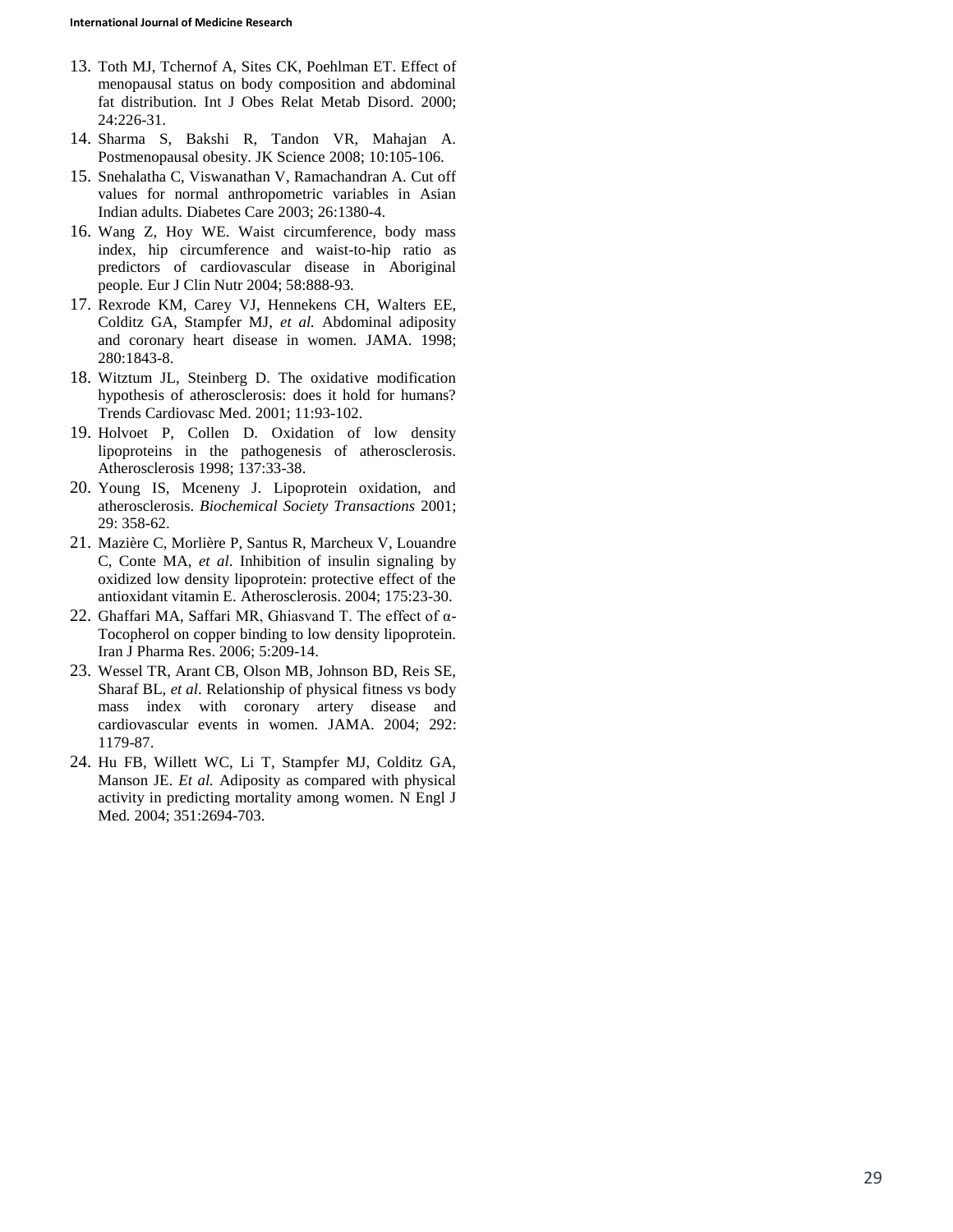13. Toth MJ, Tchernof A, Sites CK, Poehlman ET. Effect of menopausal status on body composition and abdominal fat distribution. Int J Obes Relat Metab Disord. 2000; 24:226-31.
14. Sharma S, Bakshi R, Tandon VR, Mahajan A. Postmenopausal obesity. JK Science 2008; 10:105-106.
15. Snehalatha C, Viswanathan V, Ramachandran A. Cut off values for normal anthropometric variables in Asian Indian adults. Diabetes Care 2003; 26:1380-4.
16. Wang Z, Hoy WE. Waist circumference, body mass index, hip circumference and waist-to-hip ratio as predictors of cardiovascular disease in Aboriginal people. Eur J Clin Nutr 2004; 58:888-93.
17. Rexrode KM, Carey VJ, Hennekens CH, Walters EE, Colditz GA, Stampfer MJ, *et al.* Abdominal adiposity and coronary heart disease in women. JAMA. 1998; 280:1843-8.
18. Witztum JL, Steinberg D. The oxidative modification hypothesis of atherosclerosis: does it hold for humans? Trends Cardiovasc Med. 2001; 11:93-102.
19. Holvoet P, Collen D. Oxidation of low density lipoproteins in the pathogenesis of atherosclerosis. Atherosclerosis 1998; 137:33-38.
20. Young IS, Mceneny J. Lipoprotein oxidation, and atherosclerosis. *Biochemical Society Transactions* 2001; 29: 358-62.
21. Mazière C, Morlière P, Santus R, Marcheux V, Louandre C, Conte MA, *et al*. Inhibition of insulin signaling by oxidized low density lipoprotein: protective effect of the antioxidant vitamin E. Atherosclerosis. 2004; 175:23-30.
22. Ghaffari MA, Saffari MR, Ghiasvand T. The effect of α-Tocopherol on copper binding to low density lipoprotein. Iran J Pharma Res. 2006; 5:209-14.
23. Wessel TR, Arant CB, Olson MB, Johnson BD, Reis SE, Sharaf BL, *et al*. Relationship of physical fitness vs body mass index with coronary artery disease and cardiovascular events in women. JAMA. 2004; 292: 1179-87.
24. Hu FB, Willett WC, Li T, Stampfer MJ, Colditz GA, Manson JE. *Et al.* Adiposity as compared with physical activity in predicting mortality among women. N Engl J Med. 2004; 351:2694-703.